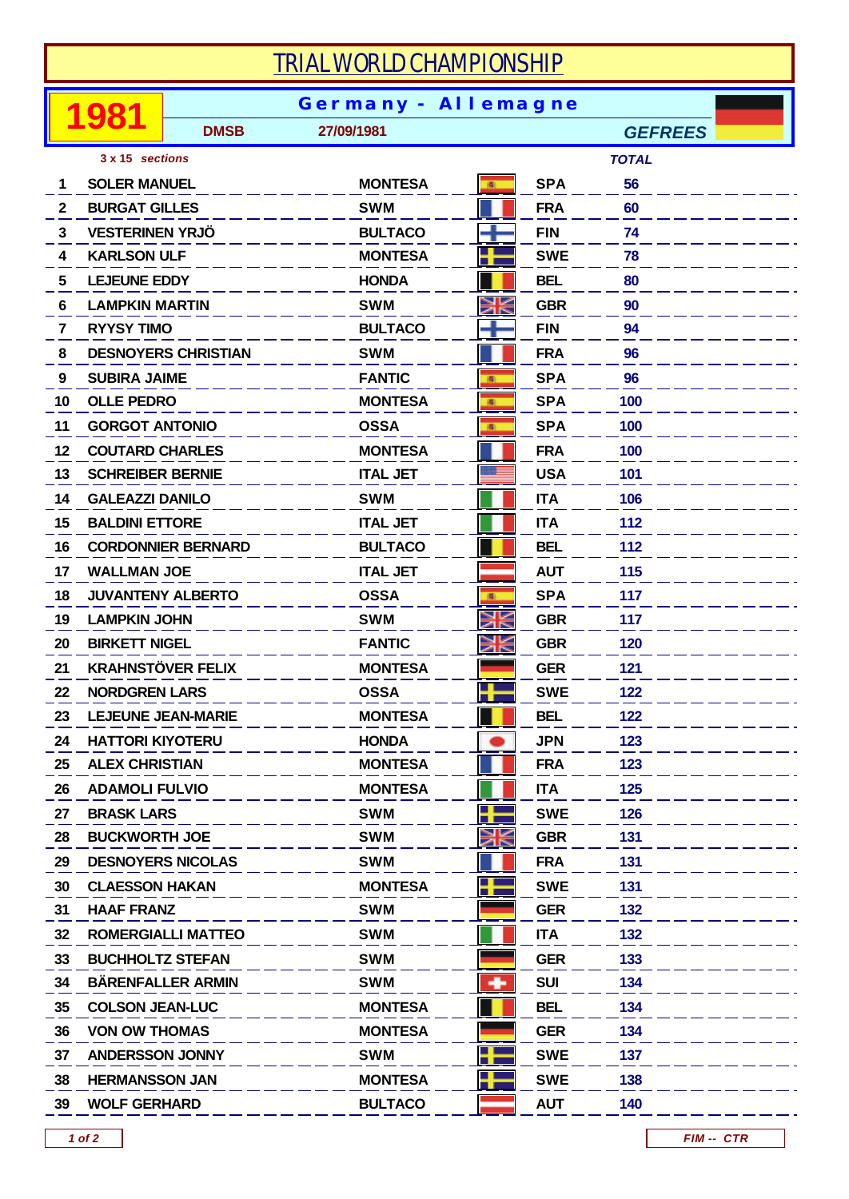# TRIAL WORLD CHAMPIONSHIP

**1981** — **Germany - Allemagne**

**DMSB** — 27/09/1981 — ***GEFREES***

***3 x 15 sections***

| # | Rider | Make | Nation | TOTAL |
|---|---|---|---|---|
| 1 | SOLER MANUEL | MONTESA | SPA | 56 |
| 2 | BURGAT GILLES | SWM | FRA | 60 |
| 3 | VESTERINEN YRJÖ | BULTACO | FIN | 74 |
| 4 | KARLSON ULF | MONTESA | SWE | 78 |
| 5 | LEJEUNE EDDY | HONDA | BEL | 80 |
| 6 | LAMPKIN MARTIN | SWM | GBR | 90 |
| 7 | RYYSY TIMO | BULTACO | FIN | 94 |
| 8 | DESNOYERS CHRISTIAN | SWM | FRA | 96 |
| 9 | SUBIRA JAIME | FANTIC | SPA | 96 |
| 10 | OLLE PEDRO | MONTESA | SPA | 100 |
| 11 | GORGOT ANTONIO | OSSA | SPA | 100 |
| 12 | COUTARD CHARLES | MONTESA | FRA | 100 |
| 13 | SCHREIBER BERNIE | ITAL JET | USA | 101 |
| 14 | GALEAZZI DANILO | SWM | ITA | 106 |
| 15 | BALDINI ETTORE | ITAL JET | ITA | 112 |
| 16 | CORDONNIER BERNARD | BULTACO | BEL | 112 |
| 17 | WALLMAN JOE | ITAL JET | AUT | 115 |
| 18 | JUVANTENY ALBERTO | OSSA | SPA | 117 |
| 19 | LAMPKIN JOHN | SWM | GBR | 117 |
| 20 | BIRKETT NIGEL | FANTIC | GBR | 120 |
| 21 | KRAHNSTÖVER FELIX | MONTESA | GER | 121 |
| 22 | NORDGREN LARS | OSSA | SWE | 122 |
| 23 | LEJEUNE JEAN-MARIE | MONTESA | BEL | 122 |
| 24 | HATTORI KIYOTERU | HONDA | JPN | 123 |
| 25 | ALEX CHRISTIAN | MONTESA | FRA | 123 |
| 26 | ADAMOLI FULVIO | MONTESA | ITA | 125 |
| 27 | BRASK LARS | SWM | SWE | 126 |
| 28 | BUCKWORTH JOE | SWM | GBR | 131 |
| 29 | DESNOYERS NICOLAS | SWM | FRA | 131 |
| 30 | CLAESSON HAKAN | MONTESA | SWE | 131 |
| 31 | HAAF FRANZ | SWM | GER | 132 |
| 32 | ROMERGIALLI MATTEO | SWM | ITA | 132 |
| 33 | BUCHHOLTZ STEFAN | SWM | GER | 133 |
| 34 | BÄRENFALLER ARMIN | SWM | SUI | 134 |
| 35 | COLSON JEAN-LUC | MONTESA | BEL | 134 |
| 36 | VON OW THOMAS | MONTESA | GER | 134 |
| 37 | ANDERSSON JONNY | SWM | SWE | 137 |
| 38 | HERMANSSON JAN | MONTESA | SWE | 138 |
| 39 | WOLF GERHARD | BULTACO | AUT | 140 |

***FIM -- CTR***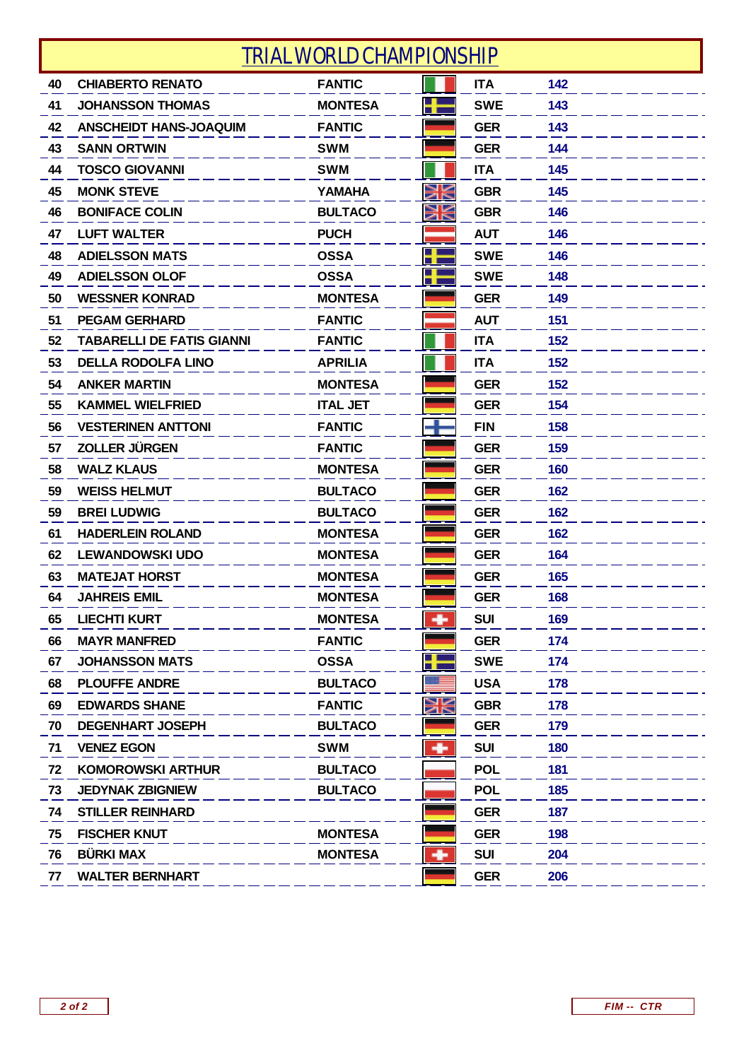# TRIAL WORLD CHAMPIONSHIP

| | | | | |
|---|---|---|---|---|
| 40 | CHIABERTO RENATO | FANTIC | ITA | 142 |
| 41 | JOHANSSON THOMAS | MONTESA | SWE | 143 |
| 42 | ANSCHEIDT HANS-JOAQUIM | FANTIC | GER | 143 |
| 43 | SANN ORTWIN | SWM | GER | 144 |
| 44 | TOSCO GIOVANNI | SWM | ITA | 145 |
| 45 | MONK STEVE | YAMAHA | GBR | 145 |
| 46 | BONIFACE COLIN | BULTACO | GBR | 146 |
| 47 | LUFT WALTER | PUCH | AUT | 146 |
| 48 | ADIELSSON MATS | OSSA | SWE | 146 |
| 49 | ADIELSSON OLOF | OSSA | SWE | 148 |
| 50 | WESSNER KONRAD | MONTESA | GER | 149 |
| 51 | PEGAM GERHARD | FANTIC | AUT | 151 |
| 52 | TABARELLI DE FATIS GIANNI | FANTIC | ITA | 152 |
| 53 | DELLA RODOLFA LINO | APRILIA | ITA | 152 |
| 54 | ANKER MARTIN | MONTESA | GER | 152 |
| 55 | KAMMEL WIELFRIED | ITAL JET | GER | 154 |
| 56 | VESTERINEN ANTTONI | FANTIC | FIN | 158 |
| 57 | ZOLLER JÜRGEN | FANTIC | GER | 159 |
| 58 | WALZ KLAUS | MONTESA | GER | 160 |
| 59 | WEISS HELMUT | BULTACO | GER | 162 |
| 59 | BREI LUDWIG | BULTACO | GER | 162 |
| 61 | HADERLEIN ROLAND | MONTESA | GER | 162 |
| 62 | LEWANDOWSKI UDO | MONTESA | GER | 164 |
| 63 | MATEJAT HORST | MONTESA | GER | 165 |
| 64 | JAHREIS EMIL | MONTESA | GER | 168 |
| 65 | LIECHTI KURT | MONTESA | SUI | 169 |
| 66 | MAYR MANFRED | FANTIC | GER | 174 |
| 67 | JOHANSSON MATS | OSSA | SWE | 174 |
| 68 | PLOUFFE ANDRE | BULTACO | USA | 178 |
| 69 | EDWARDS SHANE | FANTIC | GBR | 178 |
| 70 | DEGENHART JOSEPH | BULTACO | GER | 179 |
| 71 | VENEZ EGON | SWM | SUI | 180 |
| 72 | KOMOROWSKI ARTHUR | BULTACO | POL | 181 |
| 73 | JEDYNAK ZBIGNIEW | BULTACO | POL | 185 |
| 74 | STILLER REINHARD | | GER | 187 |
| 75 | FISCHER KNUT | MONTESA | GER | 198 |
| 76 | BÜRKI MAX | MONTESA | SUI | 204 |
| 77 | WALTER BERNHART | | GER | 206 |

FIM -- CTR